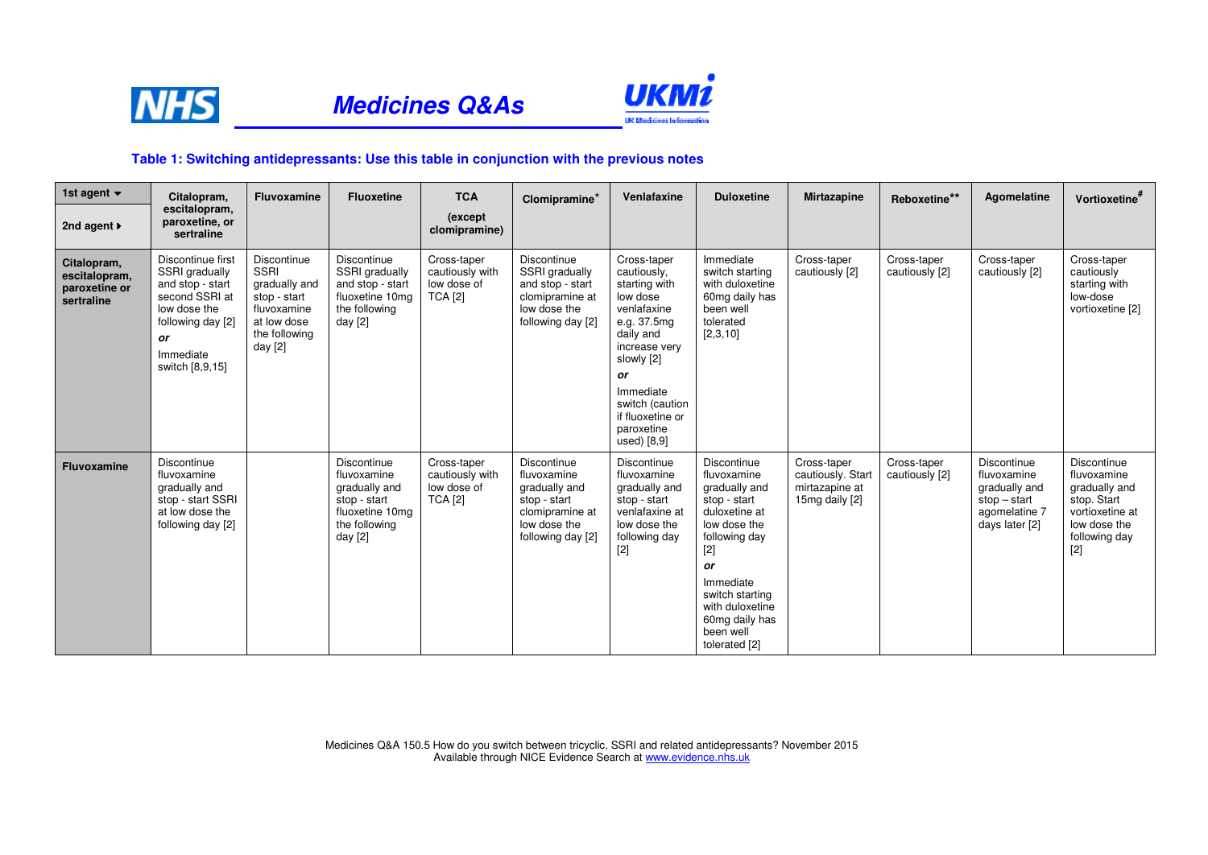# Medicines Q&As

### Table 1: Switching antidepressants: Use this table in conjunction with the previous notes

| 1st agent ▼ / 2nd agent ▶ | Citalopram, escitalopram, paroxetine, or sertraline | Fluvoxamine | Fluoxetine | TCA (except clomipramine) | Clomipramine* | Venlafaxine | Duloxetine | Mirtazapine | Reboxetine** | Agomelatine | Vortioxetine# |
|---|---|---|---|---|---|---|---|---|---|---|---|
| **Citalopram, escitalopram, paroxetine or sertraline** | Discontinue first SSRI gradually and stop - start second SSRI at low dose the following day [2] ***or*** Immediate switch [8,9,15] | Discontinue SSRI gradually and stop - start fluvoxamine at low dose the following day [2] | Discontinue SSRI gradually and stop - start fluoxetine 10mg the following day [2] | Cross-taper cautiously with low dose of TCA [2] | Discontinue SSRI gradually and stop - start clomipramine at low dose the following day [2] | Cross-taper cautiously, starting with low dose venlafaxine e.g. 37.5mg daily and increase very slowly [2] ***or*** Immediate switch (caution if fluoxetine or paroxetine used) [8,9] | Immediate switch starting with duloxetine 60mg daily has been well tolerated [2,3,10] | Cross-taper cautiously [2] | Cross-taper cautiously [2] | Cross-taper cautiously [2] | Cross-taper cautiously starting with low-dose vortioxetine [2] |
| **Fluvoxamine** | Discontinue fluvoxamine gradually and stop - start SSRI at low dose the following day [2] | | Discontinue fluvoxamine gradually and stop - start fluoxetine 10mg the following day [2] | Cross-taper cautiously with low dose of TCA [2] | Discontinue fluvoxamine gradually and stop - start clomipramine at low dose the following day [2] | Discontinue fluvoxamine gradually and stop - start venlafaxine at low dose the following day [2] | Discontinue fluvoxamine gradually and stop - start duloxetine at low dose the following day [2] ***or*** Immediate switch starting with duloxetine 60mg daily has been well tolerated [2] | Cross-taper cautiously. Start mirtazapine at 15mg daily [2] | Cross-taper cautiously [2] | Discontinue fluvoxamine gradually and stop – start agomelatine 7 days later [2] | Discontinue fluvoxamine gradually and stop. Start vortioxetine at low dose the following day [2] |

Medicines Q&A 150.5 How do you switch between tricyclic, SSRI and related antidepressants? November 2015
Available through NICE Evidence Search at www.evidence.nhs.uk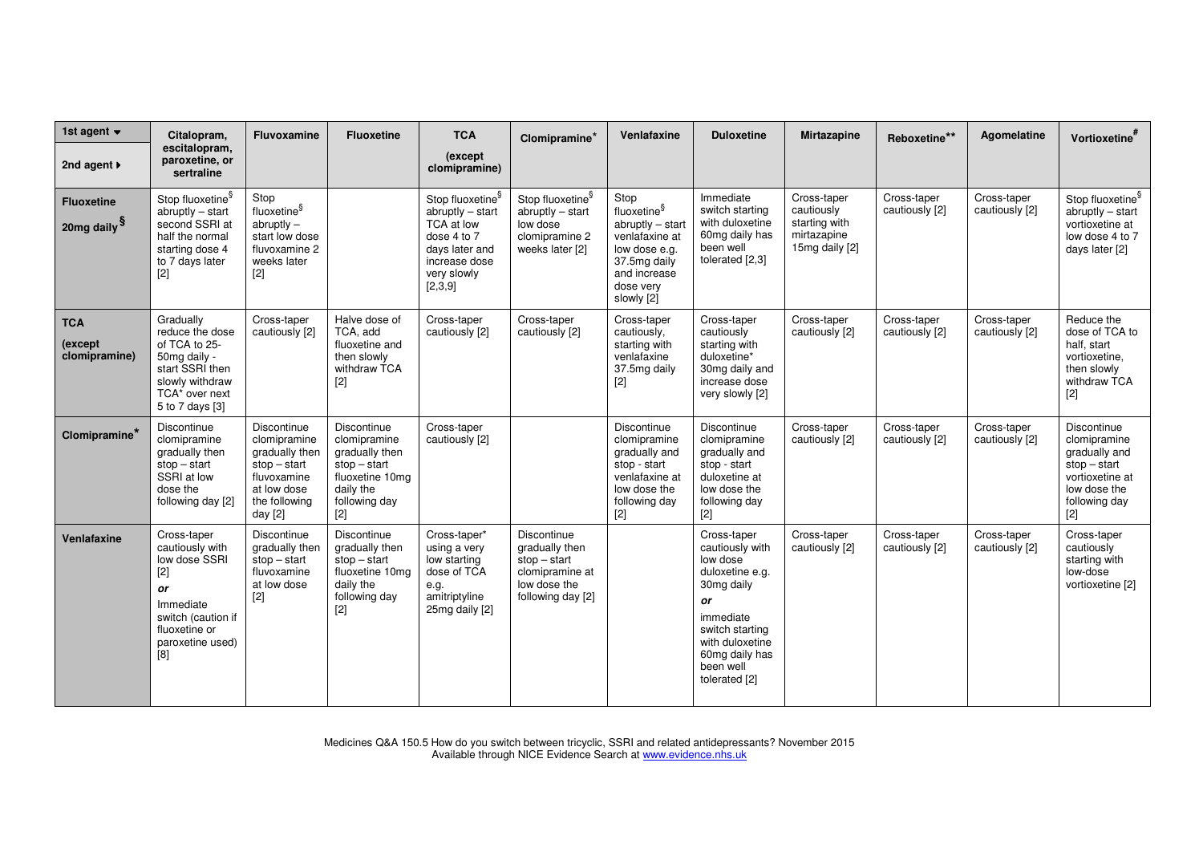| 1st agent ▼<br><br>2nd agent ▶ | Citalopram, escitalopram, paroxetine, or sertraline | Fluvoxamine | Fluoxetine | TCA<br><br>(except clomipramine) | Clomipramine* | Venlafaxine | Duloxetine | Mirtazapine | Reboxetine** | Agomelatine | Vortioxetine# |
|---|---|---|---|---|---|---|---|---|---|---|---|
| **Fluoxetine 20mg daily §** | Stop fluoxetine§ abruptly – start second SSRI at half the normal starting dose 4 to 7 days later [2] | Stop fluoxetine§ abruptly – start low dose fluvoxamine 2 weeks later [2] | | Stop fluoxetine§ abruptly – start TCA at low dose 4 to 7 days later and increase dose very slowly [2,3,9] | Stop fluoxetine§ abruptly – start low dose clomipramine 2 weeks later [2] | Stop fluoxetine§ abruptly – start venlafaxine at low dose e.g. 37.5mg daily and increase dose very slowly [2] | Immediate switch starting with duloxetine 60mg daily has been well tolerated [2,3] | Cross-taper cautiously starting with mirtazapine 15mg daily [2] | Cross-taper cautiously [2] | Cross-taper cautiously [2] | Stop fluoxetine§ abruptly – start vortioxetine at low dose 4 to 7 days later [2] |
| **TCA (except clomipramine)** | Gradually reduce the dose of TCA to 25-50mg daily - start SSRI then slowly withdraw TCA* over next 5 to 7 days [3] | Cross-taper cautiously [2] | Halve dose of TCA, add fluoxetine and then slowly withdraw TCA [2] | Cross-taper cautiously [2] | Cross-taper cautiously [2] | Cross-taper cautiously, starting with venlafaxine 37.5mg daily [2] | Cross-taper cautiously starting with duloxetine* 30mg daily and increase dose very slowly [2] | Cross-taper cautiously [2] | Cross-taper cautiously [2] | Cross-taper cautiously [2] | Reduce the dose of TCA to half, start vortioxetine, then slowly withdraw TCA [2] |
| **Clomipramine*** | Discontinue clomipramine gradually then stop – start SSRI at low dose the following day [2] | Discontinue clomipramine gradually then stop – start fluvoxamine at low dose the following day [2] | Discontinue clomipramine gradually then stop – start fluoxetine 10mg daily the following day [2] | Cross-taper cautiously [2] | | Discontinue clomipramine gradually and stop - start venlafaxine at low dose the following day [2] | Discontinue clomipramine gradually and stop - start duloxetine at low dose the following day [2] | Cross-taper cautiously [2] | Cross-taper cautiously [2] | Cross-taper cautiously [2] | Discontinue clomipramine gradually and stop – start vortioxetine at low dose the following day [2] |
| **Venlafaxine** | Cross-taper cautiously with low dose SSRI [2]<br>***or***<br>Immediate switch (caution if fluoxetine or paroxetine used) [8] | Discontinue gradually then stop – start fluvoxamine at low dose [2] | Discontinue gradually then stop – start fluoxetine 10mg daily the following day [2] | Cross-taper* using a very low starting dose of TCA e.g. amitriptyline 25mg daily [2] | Discontinue gradually then stop – start clomipramine at low dose the following day [2] | | Cross-taper cautiously with low dose duloxetine e.g. 30mg daily<br>***or***<br>immediate switch starting with duloxetine 60mg daily has been well tolerated [2] | Cross-taper cautiously [2] | Cross-taper cautiously [2] | Cross-taper cautiously [2] | Cross-taper cautiously starting with low-dose vortioxetine [2] |

Medicines Q&A 150.5 How do you switch between tricyclic, SSRI and related antidepressants? November 2015
Available through NICE Evidence Search at www.evidence.nhs.uk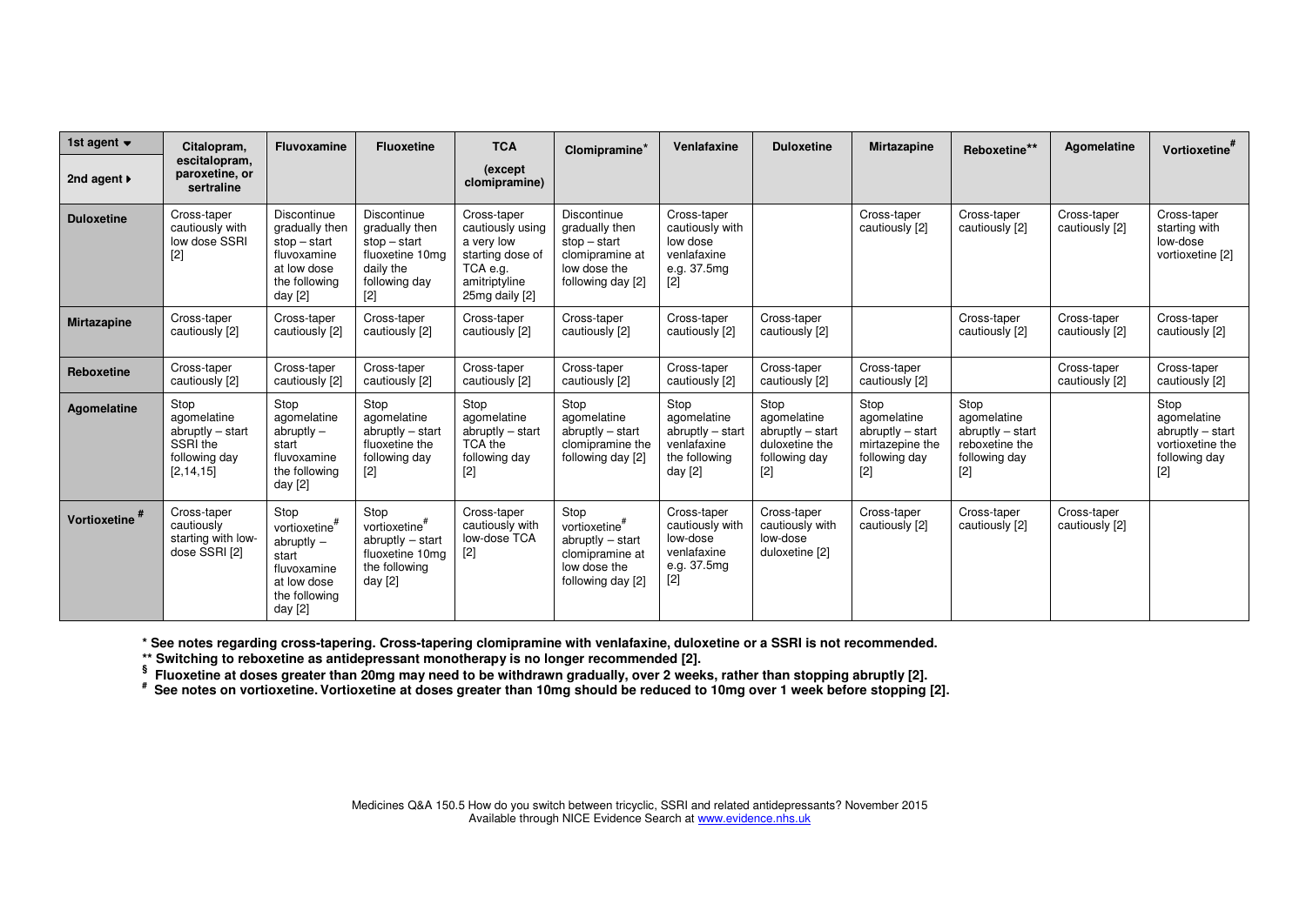| 1st agent ▼ / 2nd agent ▶ | Citalopram, escitalopram, paroxetine, or sertraline | Fluvoxamine | Fluoxetine | TCA (except clomipramine) | Clomipramine* | Venlafaxine | Duloxetine | Mirtazapine | Reboxetine** | Agomelatine | Vortioxetine# |
|---|---|---|---|---|---|---|---|---|---|---|---|
| **Duloxetine** | Cross-taper cautiously with low dose SSRI [2] | Discontinue gradually then stop – start fluvoxamine at low dose the following day [2] | Discontinue gradually then stop – start fluoxetine 10mg daily the following day [2] | Cross-taper cautiously using a very low starting dose of TCA e.g. amitriptyline 25mg daily [2] | Discontinue gradually then stop – start clomipramine at low dose the following day [2] | Cross-taper cautiously with low dose venlafaxine e.g. 37.5mg [2] | | Cross-taper cautiously [2] | Cross-taper cautiously [2] | Cross-taper cautiously [2] | Cross-taper starting with low-dose vortioxetine [2] |
| **Mirtazapine** | Cross-taper cautiously [2] | Cross-taper cautiously [2] | Cross-taper cautiously [2] | Cross-taper cautiously [2] | Cross-taper cautiously [2] | Cross-taper cautiously [2] | Cross-taper cautiously [2] | | Cross-taper cautiously [2] | Cross-taper cautiously [2] | Cross-taper cautiously [2] |
| **Reboxetine** | Cross-taper cautiously [2] | Cross-taper cautiously [2] | Cross-taper cautiously [2] | Cross-taper cautiously [2] | Cross-taper cautiously [2] | Cross-taper cautiously [2] | Cross-taper cautiously [2] | Cross-taper cautiously [2] | | Cross-taper cautiously [2] | Cross-taper cautiously [2] |
| **Agomelatine** | Stop agomelatine abruptly – start SSRI the following day [2,14,15] | Stop agomelatine abruptly – start fluvoxamine the following day [2] | Stop agomelatine abruptly – start fluoxetine the following day [2] | Stop agomelatine abruptly – start TCA the following day [2] | Stop agomelatine abruptly – start clomipramine the following day [2] | Stop agomelatine abruptly – start venlafaxine the following day [2] | Stop agomelatine abruptly – start duloxetine the following day [2] | Stop agomelatine abruptly – start mirtazepine the following day [2] | Stop agomelatine abruptly – start reboxetine the following day [2] | | Stop agomelatine abruptly – start vortioxetine the following day [2] |
| **Vortioxetine#** | Cross-taper cautiously starting with low-dose SSRI [2] | Stop vortioxetine# abruptly – start fluvoxamine at low dose the following day [2] | Stop vortioxetine# abruptly – start fluoxetine 10mg the following day [2] | Cross-taper cautiously with low-dose TCA [2] | Stop vortioxetine# abruptly – start clomipramine at low dose the following day [2] | Cross-taper cautiously with low-dose venlafaxine e.g. 37.5mg [2] | Cross-taper cautiously with low-dose duloxetine [2] | Cross-taper cautiously [2] | Cross-taper cautiously [2] | Cross-taper cautiously [2] | |

**\* See notes regarding cross-tapering. Cross-tapering clomipramine with venlafaxine, duloxetine or a SSRI is not recommended.**

**\*\* Switching to reboxetine as antidepressant monotherapy is no longer recommended [2].**

**§ Fluoxetine at doses greater than 20mg may need to be withdrawn gradually, over 2 weeks, rather than stopping abruptly [2].**

**# See notes on vortioxetine. Vortioxetine at doses greater than 10mg should be reduced to 10mg over 1 week before stopping [2].**

Medicines Q&A 150.5 How do you switch between tricyclic, SSRI and related antidepressants? November 2015
Available through NICE Evidence Search at www.evidence.nhs.uk